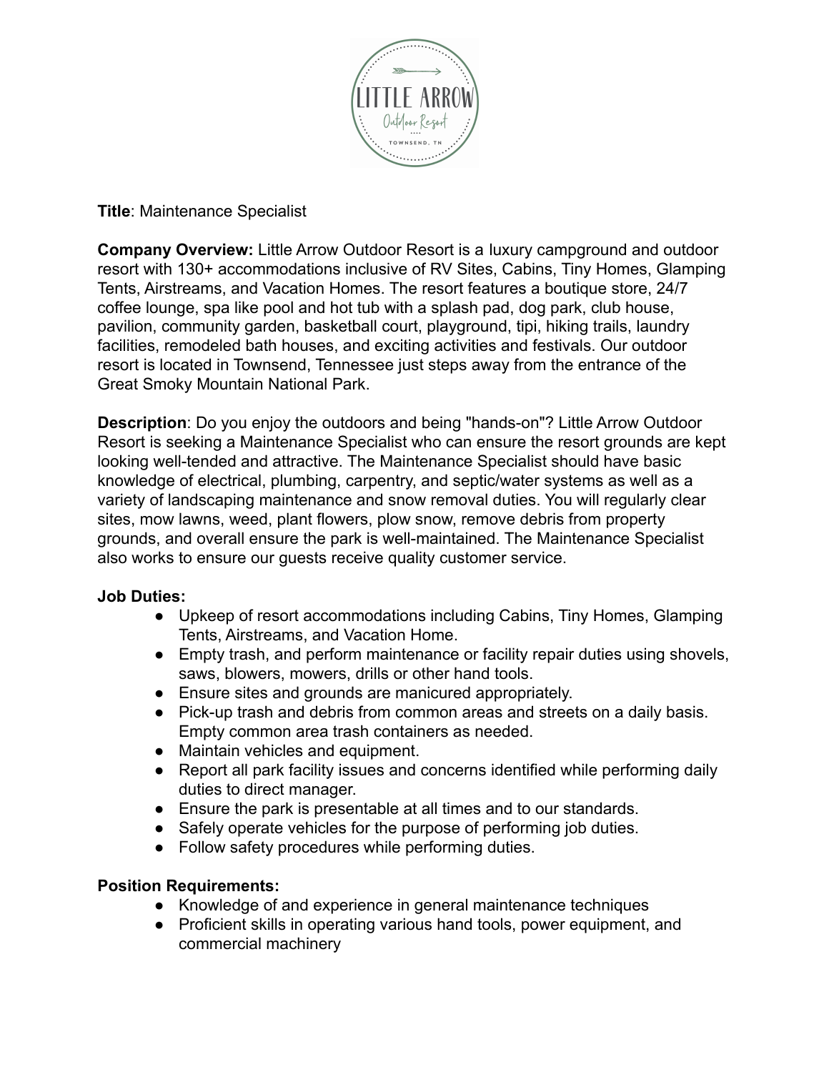**Title**: Maintenance Specialist

**Company Overview:** Little Arrow Outdoor Resort is a luxury campground and outdoor resort with 130+ accommodations inclusive of RV Sites, Cabins, Tiny Homes, Glamping Tents, Airstreams, and Vacation Homes. The resort features a boutique store, 24/7 coffee lounge, spa like pool and hot tub with a splash pad, dog park, club house, pavilion, community garden, basketball court, playground, tipi, hiking trails, laundry facilities, remodeled bath houses, and exciting activities and festivals. Our outdoor resort is located in Townsend, Tennessee just steps away from the entrance of the Great Smoky Mountain National Park.

**Description**: Do you enjoy the outdoors and being "hands-on"? Little Arrow Outdoor Resort is seeking a Maintenance Specialist who can ensure the resort grounds are kept looking well-tended and attractive. The Maintenance Specialist should have basic knowledge of electrical, plumbing, carpentry, and septic/water systems as well as a variety of landscaping maintenance and snow removal duties. You will regularly clear sites, mow lawns, weed, plant flowers, plow snow, remove debris from property grounds, and overall ensure the park is well-maintained. The Maintenance Specialist also works to ensure our guests receive quality customer service.

**Job Duties:**

- Upkeep of resort accommodations including Cabins, Tiny Homes, Glamping Tents, Airstreams, and Vacation Home.
- Empty trash, and perform maintenance or facility repair duties using shovels, saws, blowers, mowers, drills or other hand tools.
- Ensure sites and grounds are manicured appropriately.
- Pick-up trash and debris from common areas and streets on a daily basis. Empty common area trash containers as needed.
- Maintain vehicles and equipment.
- Report all park facility issues and concerns identified while performing daily duties to direct manager.
- Ensure the park is presentable at all times and to our standards.
- Safely operate vehicles for the purpose of performing job duties.
- Follow safety procedures while performing duties.

**Position Requirements:**

- Knowledge of and experience in general maintenance techniques
- Proficient skills in operating various hand tools, power equipment, and commercial machinery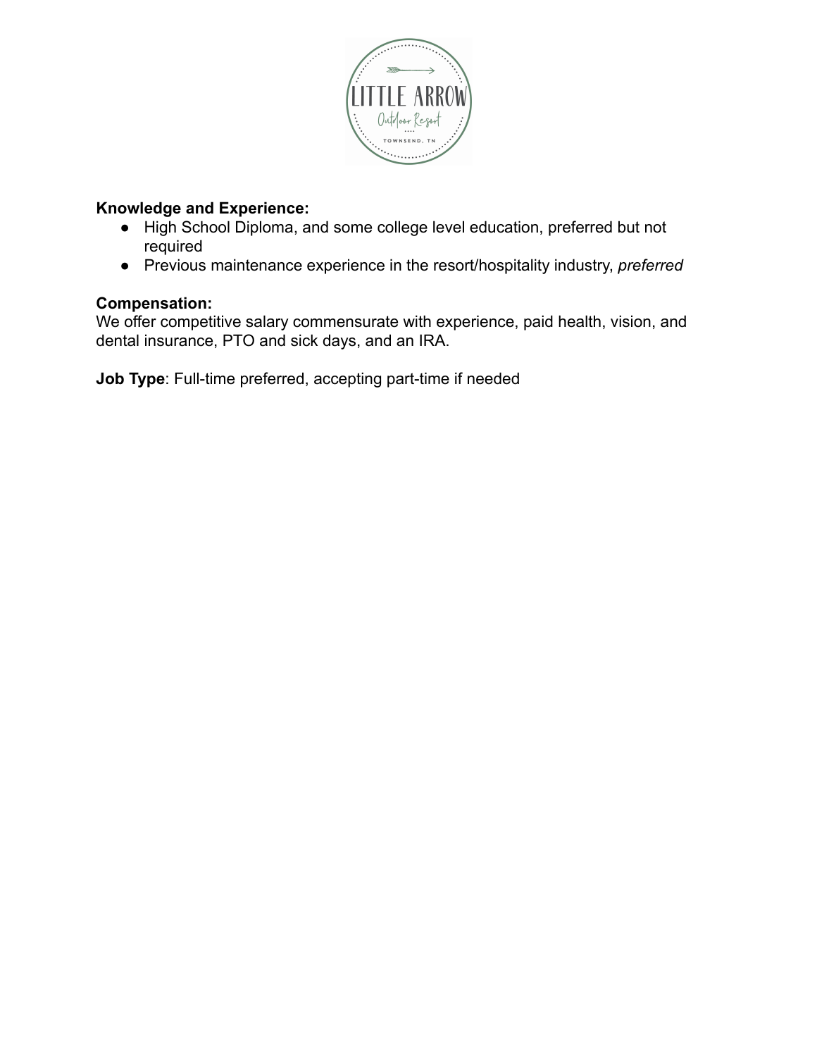**Knowledge and Experience:**

- High School Diploma, and some college level education, preferred but not required
- Previous maintenance experience in the resort/hospitality industry, *preferred*

**Compensation:**
We offer competitive salary commensurate with experience, paid health, vision, and dental insurance, PTO and sick days, and an IRA.

**Job Type**: Full-time preferred, accepting part-time if needed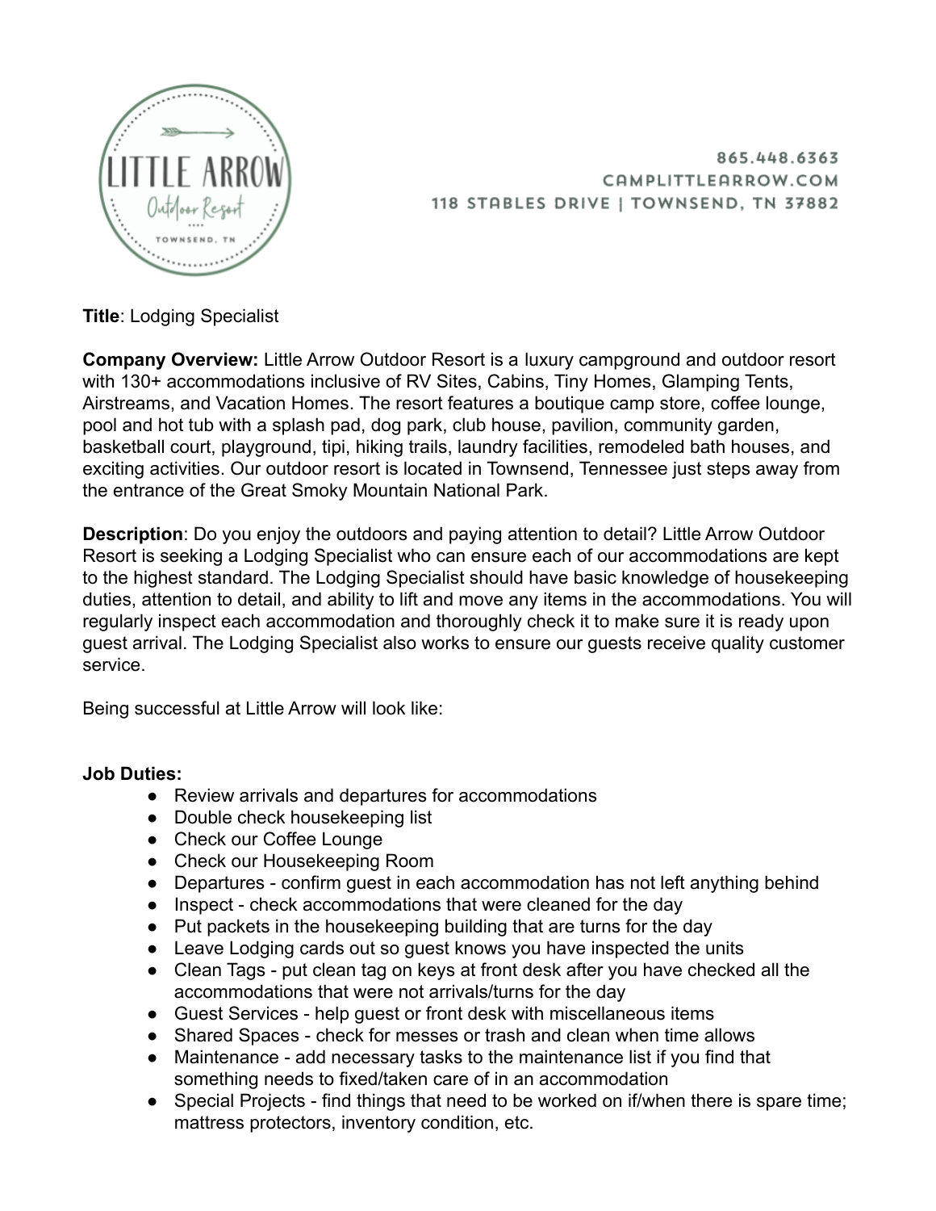865.448.6363
CAMPLITTLEARROW.COM
118 STABLES DRIVE | TOWNSEND, TN 37882

**Title**: Lodging Specialist

**Company Overview:** Little Arrow Outdoor Resort is a luxury campground and outdoor resort with 130+ accommodations inclusive of RV Sites, Cabins, Tiny Homes, Glamping Tents, Airstreams, and Vacation Homes. The resort features a boutique camp store, coffee lounge, pool and hot tub with a splash pad, dog park, club house, pavilion, community garden, basketball court, playground, tipi, hiking trails, laundry facilities, remodeled bath houses, and exciting activities. Our outdoor resort is located in Townsend, Tennessee just steps away from the entrance of the Great Smoky Mountain National Park.

**Description**: Do you enjoy the outdoors and paying attention to detail? Little Arrow Outdoor Resort is seeking a Lodging Specialist who can ensure each of our accommodations are kept to the highest standard. The Lodging Specialist should have basic knowledge of housekeeping duties, attention to detail, and ability to lift and move any items in the accommodations. You will regularly inspect each accommodation and thoroughly check it to make sure it is ready upon guest arrival. The Lodging Specialist also works to ensure our guests receive quality customer service.

Being successful at Little Arrow will look like:

**Job Duties:**

- Review arrivals and departures for accommodations
- Double check housekeeping list
- Check our Coffee Lounge
- Check our Housekeeping Room
- Departures - confirm guest in each accommodation has not left anything behind
- Inspect - check accommodations that were cleaned for the day
- Put packets in the housekeeping building that are turns for the day
- Leave Lodging cards out so guest knows you have inspected the units
- Clean Tags - put clean tag on keys at front desk after you have checked all the accommodations that were not arrivals/turns for the day
- Guest Services - help guest or front desk with miscellaneous items
- Shared Spaces - check for messes or trash and clean when time allows
- Maintenance - add necessary tasks to the maintenance list if you find that something needs to fixed/taken care of in an accommodation
- Special Projects - find things that need to be worked on if/when there is spare time; mattress protectors, inventory condition, etc.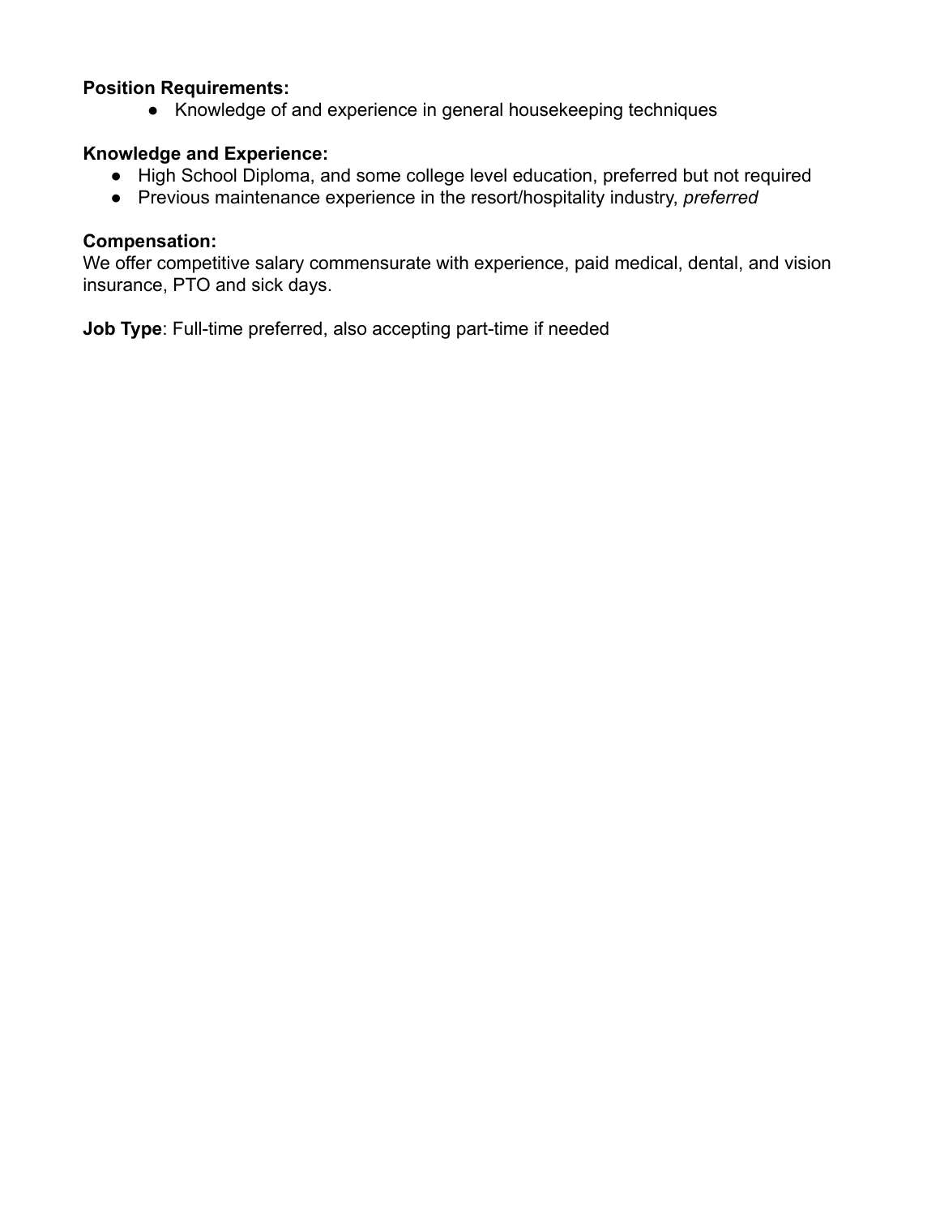**Position Requirements:**

- Knowledge of and experience in general housekeeping techniques

**Knowledge and Experience:**

- High School Diploma, and some college level education, preferred but not required
- Previous maintenance experience in the resort/hospitality industry, *preferred*

**Compensation:**

We offer competitive salary commensurate with experience, paid medical, dental, and vision insurance, PTO and sick days.

**Job Type**: Full-time preferred, also accepting part-time if needed